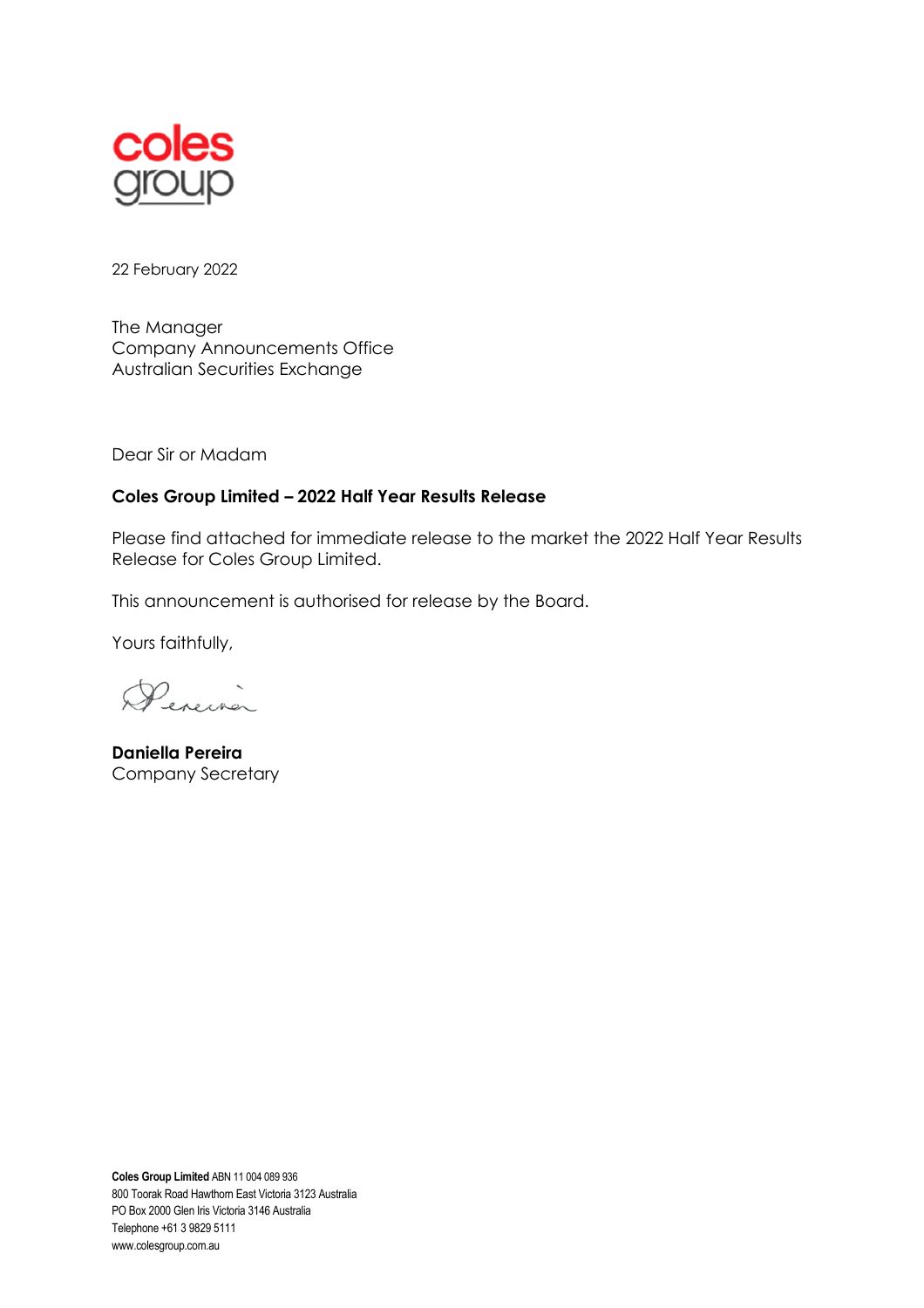coles group

22 February 2022

The Manager
Company Announcements Office
Australian Securities Exchange

Dear Sir or Madam

**Coles Group Limited – 2022 Half Year Results Release**

Please find attached for immediate release to the market the 2022 Half Year Results Release for Coles Group Limited.

This announcement is authorised for release by the Board.

Yours faithfully,

**Daniella Pereira**
Company Secretary

**Coles Group Limited** ABN 11 004 089 936
800 Toorak Road Hawthorn East Victoria 3123 Australia
PO Box 2000 Glen Iris Victoria 3146 Australia
Telephone +61 3 9829 5111
www.colesgroup.com.au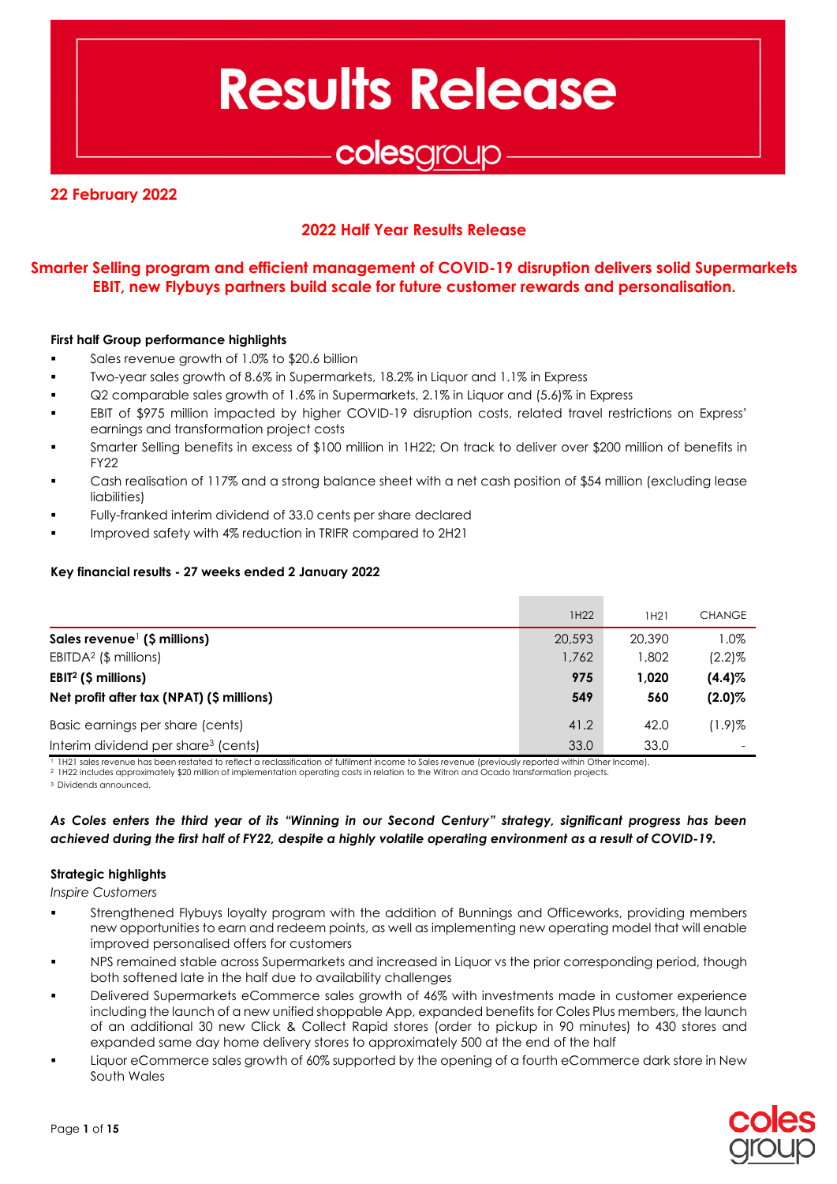# Results Release

## colesgroup

**22 February 2022**

### 2022 Half Year Results Release

### Smarter Selling program and efficient management of COVID-19 disruption delivers solid Supermarkets EBIT, new Flybuys partners build scale for future customer rewards and personalisation.

**First half Group performance highlights**

- Sales revenue growth of 1.0% to $20.6 billion
- Two-year sales growth of 8.6% in Supermarkets, 18.2% in Liquor and 1.1% in Express
- Q2 comparable sales growth of 1.6% in Supermarkets, 2.1% in Liquor and (5.6)% in Express
- EBIT of $975 million impacted by higher COVID-19 disruption costs, related travel restrictions on Express' earnings and transformation project costs
- Smarter Selling benefits in excess of $100 million in 1H22; On track to deliver over $200 million of benefits in FY22
- Cash realisation of 117% and a strong balance sheet with a net cash position of $54 million (excluding lease liabilities)
- Fully-franked interim dividend of 33.0 cents per share declared
- Improved safety with 4% reduction in TRIFR compared to 2H21

**Key financial results - 27 weeks ended 2 January 2022**

| | 1H22 | 1H21 | CHANGE |
|---|---|---|---|
| **Sales revenue[1] ($ millions)** | 20,593 | 20,390 | 1.0% |
| EBITDA[2] ($ millions) | 1,762 | 1,802 | (2.2)% |
| **EBIT[2] ($ millions)** | **975** | **1,020** | **(4.4)%** |
| **Net profit after tax (NPAT) ($ millions)** | **549** | **560** | **(2.0)%** |
| Basic earnings per share (cents) | 41.2 | 42.0 | (1.9)% |
| Interim dividend per share[3] (cents) | 33.0 | 33.0 | - |

[1] 1H21 sales revenue has been restated to reflect a reclassification of fulfilment income to Sales revenue (previously reported within Other Income).
[2] 1H22 includes approximately $20 million of implementation operating costs in relation to the Witron and Ocado transformation projects.
[3] Dividends announced.

***As Coles enters the third year of its "Winning in our Second Century" strategy, significant progress has been achieved during the first half of FY22, despite a highly volatile operating environment as a result of COVID-19.***

**Strategic highlights**

*Inspire Customers*

- Strengthened Flybuys loyalty program with the addition of Bunnings and Officeworks, providing members new opportunities to earn and redeem points, as well as implementing new operating model that will enable improved personalised offers for customers
- NPS remained stable across Supermarkets and increased in Liquor vs the prior corresponding period, though both softened late in the half due to availability challenges
- Delivered Supermarkets eCommerce sales growth of 46% with investments made in customer experience including the launch of a new unified shoppable App, expanded benefits for Coles Plus members, the launch of an additional 30 new Click & Collect Rapid stores (order to pickup in 90 minutes) to 430 stores and expanded same day home delivery stores to approximately 500 at the end of the half
- Liquor eCommerce sales growth of 60% supported by the opening of a fourth eCommerce dark store in New South Wales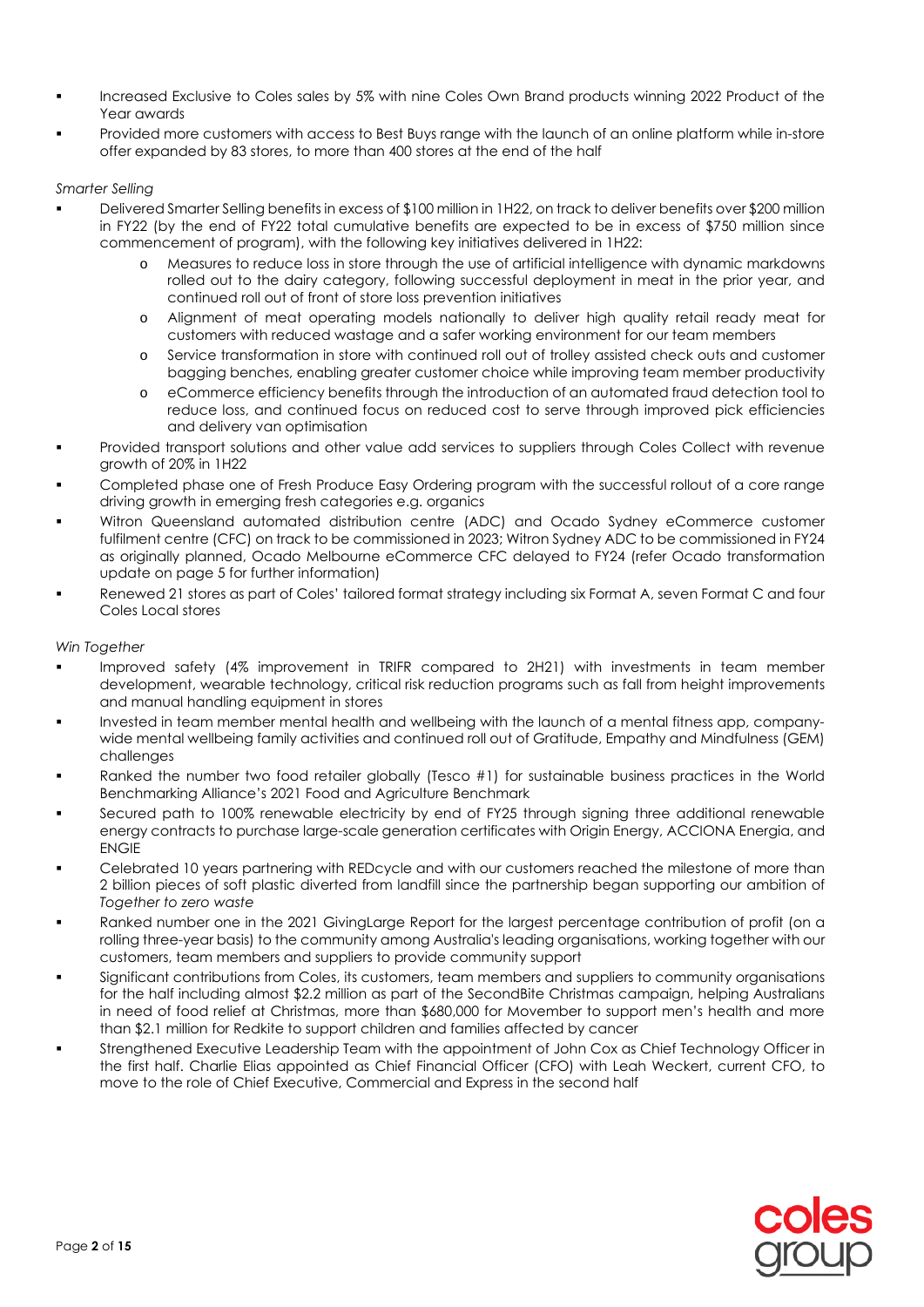- Increased Exclusive to Coles sales by 5% with nine Coles Own Brand products winning 2022 Product of the Year awards
- Provided more customers with access to Best Buys range with the launch of an online platform while in-store offer expanded by 83 stores, to more than 400 stores at the end of the half

*Smarter Selling*

- Delivered Smarter Selling benefits in excess of $100 million in 1H22, on track to deliver benefits over $200 million in FY22 (by the end of FY22 total cumulative benefits are expected to be in excess of $750 million since commencement of program), with the following key initiatives delivered in 1H22:
  - Measures to reduce loss in store through the use of artificial intelligence with dynamic markdowns rolled out to the dairy category, following successful deployment in meat in the prior year, and continued roll out of front of store loss prevention initiatives
  - Alignment of meat operating models nationally to deliver high quality retail ready meat for customers with reduced wastage and a safer working environment for our team members
  - Service transformation in store with continued roll out of trolley assisted check outs and customer bagging benches, enabling greater customer choice while improving team member productivity
  - eCommerce efficiency benefits through the introduction of an automated fraud detection tool to reduce loss, and continued focus on reduced cost to serve through improved pick efficiencies and delivery van optimisation
- Provided transport solutions and other value add services to suppliers through Coles Collect with revenue growth of 20% in 1H22
- Completed phase one of Fresh Produce Easy Ordering program with the successful rollout of a core range driving growth in emerging fresh categories e.g. organics
- Witron Queensland automated distribution centre (ADC) and Ocado Sydney eCommerce customer fulfilment centre (CFC) on track to be commissioned in 2023; Witron Sydney ADC to be commissioned in FY24 as originally planned, Ocado Melbourne eCommerce CFC delayed to FY24 (refer Ocado transformation update on page 5 for further information)
- Renewed 21 stores as part of Coles' tailored format strategy including six Format A, seven Format C and four Coles Local stores

*Win Together*

- Improved safety (4% improvement in TRIFR compared to 2H21) with investments in team member development, wearable technology, critical risk reduction programs such as fall from height improvements and manual handling equipment in stores
- Invested in team member mental health and wellbeing with the launch of a mental fitness app, company-wide mental wellbeing family activities and continued roll out of Gratitude, Empathy and Mindfulness (GEM) challenges
- Ranked the number two food retailer globally (Tesco #1) for sustainable business practices in the World Benchmarking Alliance's 2021 Food and Agriculture Benchmark
- Secured path to 100% renewable electricity by end of FY25 through signing three additional renewable energy contracts to purchase large-scale generation certificates with Origin Energy, ACCIONA Energia, and ENGIE
- Celebrated 10 years partnering with REDcycle and with our customers reached the milestone of more than 2 billion pieces of soft plastic diverted from landfill since the partnership began supporting our ambition of *Together to zero waste*
- Ranked number one in the 2021 GivingLarge Report for the largest percentage contribution of profit (on a rolling three-year basis) to the community among Australia's leading organisations, working together with our customers, team members and suppliers to provide community support
- Significant contributions from Coles, its customers, team members and suppliers to community organisations for the half including almost $2.2 million as part of the SecondBite Christmas campaign, helping Australians in need of food relief at Christmas, more than $680,000 for Movember to support men's health and more than $2.1 million for Redkite to support children and families affected by cancer
- Strengthened Executive Leadership Team with the appointment of John Cox as Chief Technology Officer in the first half. Charlie Elias appointed as Chief Financial Officer (CFO) with Leah Weckert, current CFO, to move to the role of Chief Executive, Commercial and Express in the second half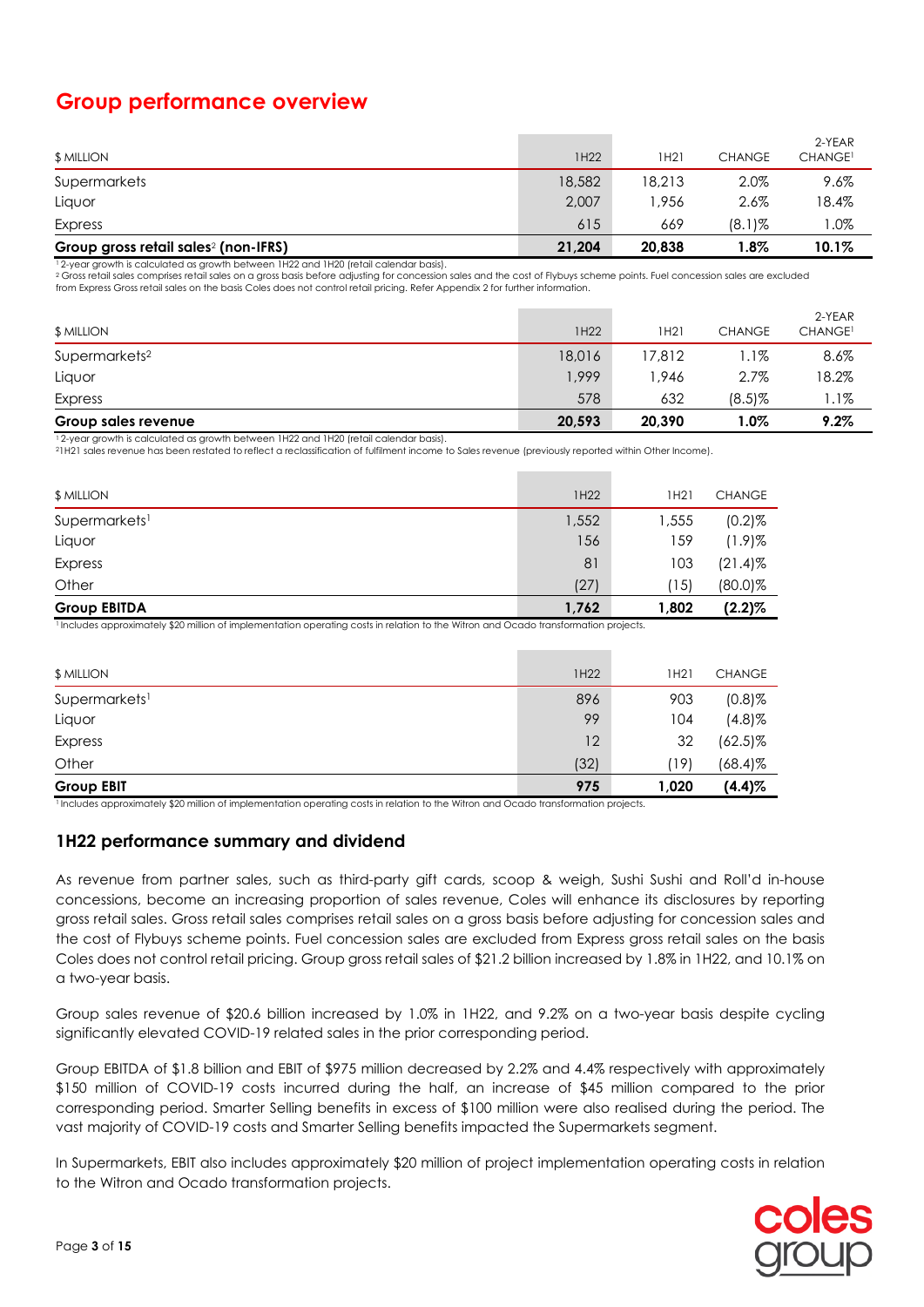# Group performance overview

| $ MILLION | 1H22 | 1H21 | CHANGE | 2-YEAR CHANGE[1] |
|---|---|---|---|---|
| Supermarkets | 18,582 | 18,213 | 2.0% | 9.6% |
| Liquor | 2,007 | 1,956 | 2.6% | 18.4% |
| Express | 615 | 669 | (8.1)% | 1.0% |
| **Group gross retail sales[2] (non-IFRS)** | **21,204** | **20,838** | **1.8%** | **10.1%** |

[1] 2-year growth is calculated as growth between 1H22 and 1H20 (retail calendar basis).
[2] Gross retail sales comprises retail sales on a gross basis before adjusting for concession sales and the cost of Flybuys scheme points. Fuel concession sales are excluded from Express Gross retail sales on the basis Coles does not control retail pricing. Refer Appendix 2 for further information.

| $ MILLION | 1H22 | 1H21 | CHANGE | 2-YEAR CHANGE[1] |
|---|---|---|---|---|
| Supermarkets[2] | 18,016 | 17,812 | 1.1% | 8.6% |
| Liquor | 1,999 | 1,946 | 2.7% | 18.2% |
| Express | 578 | 632 | (8.5)% | 1.1% |
| **Group sales revenue** | **20,593** | **20,390** | **1.0%** | **9.2%** |

[1] 2-year growth is calculated as growth between 1H22 and 1H20 (retail calendar basis).
[2] 1H21 sales revenue has been restated to reflect a reclassification of fulfilment income to Sales revenue (previously reported within Other Income).

| $ MILLION | 1H22 | 1H21 | CHANGE |
|---|---|---|---|
| Supermarkets[1] | 1,552 | 1,555 | (0.2)% |
| Liquor | 156 | 159 | (1.9)% |
| Express | 81 | 103 | (21.4)% |
| Other | (27) | (15) | (80.0)% |
| **Group EBITDA** | **1,762** | **1,802** | **(2.2)%** |

[1] Includes approximately $20 million of implementation operating costs in relation to the Witron and Ocado transformation projects.

| $ MILLION | 1H22 | 1H21 | CHANGE |
|---|---|---|---|
| Supermarkets[1] | 896 | 903 | (0.8)% |
| Liquor | 99 | 104 | (4.8)% |
| Express | 12 | 32 | (62.5)% |
| Other | (32) | (19) | (68.4)% |
| **Group EBIT** | **975** | **1,020** | **(4.4)%** |

[1] Includes approximately $20 million of implementation operating costs in relation to the Witron and Ocado transformation projects.

## 1H22 performance summary and dividend

As revenue from partner sales, such as third-party gift cards, scoop & weigh, Sushi Sushi and Roll'd in-house concessions, become an increasing proportion of sales revenue, Coles will enhance its disclosures by reporting gross retail sales. Gross retail sales comprises retail sales on a gross basis before adjusting for concession sales and the cost of Flybuys scheme points. Fuel concession sales are excluded from Express gross retail sales on the basis Coles does not control retail pricing. Group gross retail sales of $21.2 billion increased by 1.8% in 1H22, and 10.1% on a two-year basis.

Group sales revenue of $20.6 billion increased by 1.0% in 1H22, and 9.2% on a two-year basis despite cycling significantly elevated COVID-19 related sales in the prior corresponding period.

Group EBITDA of $1.8 billion and EBIT of $975 million decreased by 2.2% and 4.4% respectively with approximately $150 million of COVID-19 costs incurred during the half, an increase of $45 million compared to the prior corresponding period. Smarter Selling benefits in excess of $100 million were also realised during the period. The vast majority of COVID-19 costs and Smarter Selling benefits impacted the Supermarkets segment.

In Supermarkets, EBIT also includes approximately $20 million of project implementation operating costs in relation to the Witron and Ocado transformation projects.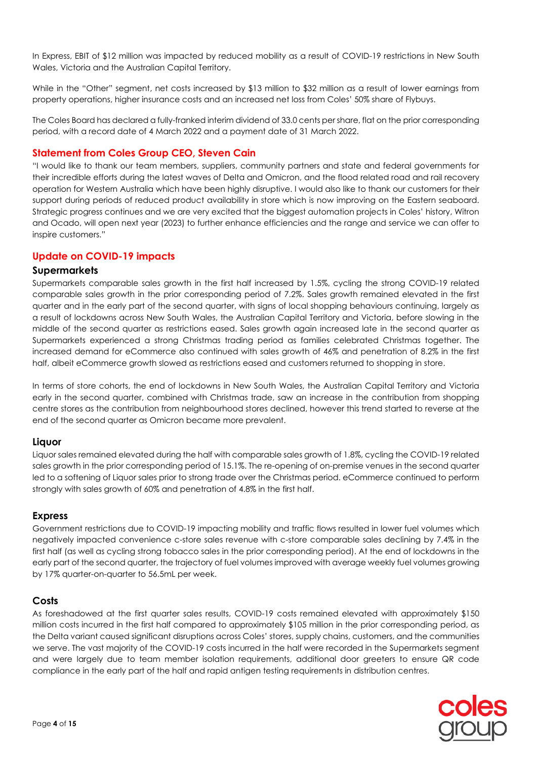In Express, EBIT of $12 million was impacted by reduced mobility as a result of COVID-19 restrictions in New South Wales, Victoria and the Australian Capital Territory.

While in the "Other" segment, net costs increased by $13 million to $32 million as a result of lower earnings from property operations, higher insurance costs and an increased net loss from Coles' 50% share of Flybuys.

The Coles Board has declared a fully-franked interim dividend of 33.0 cents per share, flat on the prior corresponding period, with a record date of 4 March 2022 and a payment date of 31 March 2022.

## Statement from Coles Group CEO, Steven Cain

"I would like to thank our team members, suppliers, community partners and state and federal governments for their incredible efforts during the latest waves of Delta and Omicron, and the flood related road and rail recovery operation for Western Australia which have been highly disruptive. I would also like to thank our customers for their support during periods of reduced product availability in store which is now improving on the Eastern seaboard. Strategic progress continues and we are very excited that the biggest automation projects in Coles' history, Witron and Ocado, will open next year (2023) to further enhance efficiencies and the range and service we can offer to inspire customers."

## Update on COVID-19 impacts

### Supermarkets

Supermarkets comparable sales growth in the first half increased by 1.5%, cycling the strong COVID-19 related comparable sales growth in the prior corresponding period of 7.2%. Sales growth remained elevated in the first quarter and in the early part of the second quarter, with signs of local shopping behaviours continuing, largely as a result of lockdowns across New South Wales, the Australian Capital Territory and Victoria, before slowing in the middle of the second quarter as restrictions eased. Sales growth again increased late in the second quarter as Supermarkets experienced a strong Christmas trading period as families celebrated Christmas together. The increased demand for eCommerce also continued with sales growth of 46% and penetration of 8.2% in the first half, albeit eCommerce growth slowed as restrictions eased and customers returned to shopping in store.

In terms of store cohorts, the end of lockdowns in New South Wales, the Australian Capital Territory and Victoria early in the second quarter, combined with Christmas trade, saw an increase in the contribution from shopping centre stores as the contribution from neighbourhood stores declined, however this trend started to reverse at the end of the second quarter as Omicron became more prevalent.

### Liquor

Liquor sales remained elevated during the half with comparable sales growth of 1.8%, cycling the COVID-19 related sales growth in the prior corresponding period of 15.1%. The re-opening of on-premise venues in the second quarter led to a softening of Liquor sales prior to strong trade over the Christmas period. eCommerce continued to perform strongly with sales growth of 60% and penetration of 4.8% in the first half.

### Express

Government restrictions due to COVID-19 impacting mobility and traffic flows resulted in lower fuel volumes which negatively impacted convenience c-store sales revenue with c-store comparable sales declining by 7.4% in the first half (as well as cycling strong tobacco sales in the prior corresponding period). At the end of lockdowns in the early part of the second quarter, the trajectory of fuel volumes improved with average weekly fuel volumes growing by 17% quarter-on-quarter to 56.5mL per week.

### Costs

As foreshadowed at the first quarter sales results, COVID-19 costs remained elevated with approximately $150 million costs incurred in the first half compared to approximately $105 million in the prior corresponding period, as the Delta variant caused significant disruptions across Coles' stores, supply chains, customers, and the communities we serve. The vast majority of the COVID-19 costs incurred in the half were recorded in the Supermarkets segment and were largely due to team member isolation requirements, additional door greeters to ensure QR code compliance in the early part of the half and rapid antigen testing requirements in distribution centres.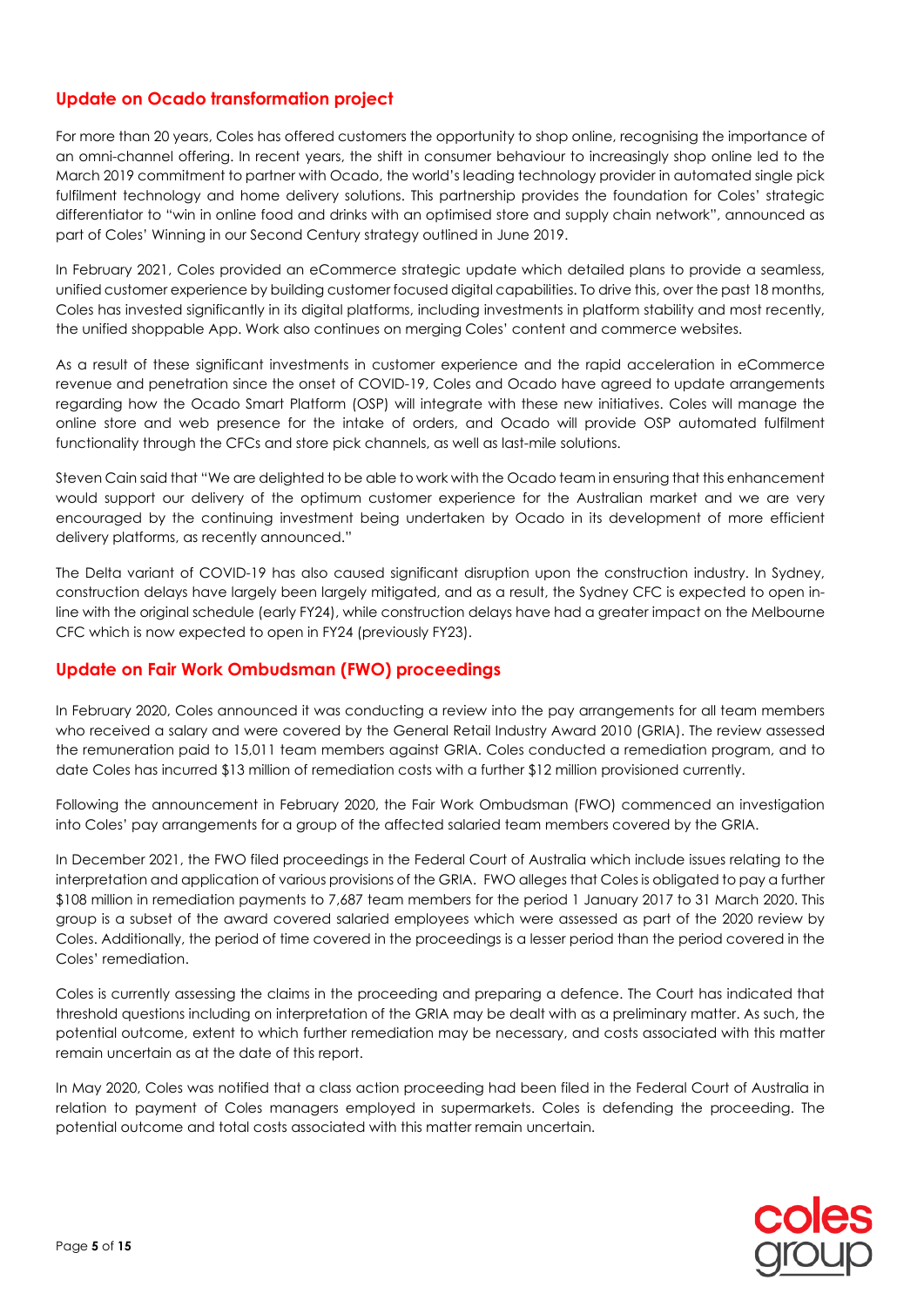## Update on Ocado transformation project

For more than 20 years, Coles has offered customers the opportunity to shop online, recognising the importance of an omni-channel offering. In recent years, the shift in consumer behaviour to increasingly shop online led to the March 2019 commitment to partner with Ocado, the world's leading technology provider in automated single pick fulfilment technology and home delivery solutions. This partnership provides the foundation for Coles' strategic differentiator to "win in online food and drinks with an optimised store and supply chain network", announced as part of Coles' Winning in our Second Century strategy outlined in June 2019.

In February 2021, Coles provided an eCommerce strategic update which detailed plans to provide a seamless, unified customer experience by building customer focused digital capabilities. To drive this, over the past 18 months, Coles has invested significantly in its digital platforms, including investments in platform stability and most recently, the unified shoppable App. Work also continues on merging Coles' content and commerce websites.

As a result of these significant investments in customer experience and the rapid acceleration in eCommerce revenue and penetration since the onset of COVID-19, Coles and Ocado have agreed to update arrangements regarding how the Ocado Smart Platform (OSP) will integrate with these new initiatives. Coles will manage the online store and web presence for the intake of orders, and Ocado will provide OSP automated fulfilment functionality through the CFCs and store pick channels, as well as last-mile solutions.

Steven Cain said that "We are delighted to be able to work with the Ocado team in ensuring that this enhancement would support our delivery of the optimum customer experience for the Australian market and we are very encouraged by the continuing investment being undertaken by Ocado in its development of more efficient delivery platforms, as recently announced."

The Delta variant of COVID-19 has also caused significant disruption upon the construction industry. In Sydney, construction delays have largely been largely mitigated, and as a result, the Sydney CFC is expected to open in-line with the original schedule (early FY24), while construction delays have had a greater impact on the Melbourne CFC which is now expected to open in FY24 (previously FY23).

## Update on Fair Work Ombudsman (FWO) proceedings

In February 2020, Coles announced it was conducting a review into the pay arrangements for all team members who received a salary and were covered by the General Retail Industry Award 2010 (GRIA). The review assessed the remuneration paid to 15,011 team members against GRIA. Coles conducted a remediation program, and to date Coles has incurred $13 million of remediation costs with a further $12 million provisioned currently.

Following the announcement in February 2020, the Fair Work Ombudsman (FWO) commenced an investigation into Coles' pay arrangements for a group of the affected salaried team members covered by the GRIA.

In December 2021, the FWO filed proceedings in the Federal Court of Australia which include issues relating to the interpretation and application of various provisions of the GRIA. FWO alleges that Coles is obligated to pay a further $108 million in remediation payments to 7,687 team members for the period 1 January 2017 to 31 March 2020. This group is a subset of the award covered salaried employees which were assessed as part of the 2020 review by Coles. Additionally, the period of time covered in the proceedings is a lesser period than the period covered in the Coles' remediation.

Coles is currently assessing the claims in the proceeding and preparing a defence. The Court has indicated that threshold questions including on interpretation of the GRIA may be dealt with as a preliminary matter. As such, the potential outcome, extent to which further remediation may be necessary, and costs associated with this matter remain uncertain as at the date of this report.

In May 2020, Coles was notified that a class action proceeding had been filed in the Federal Court of Australia in relation to payment of Coles managers employed in supermarkets. Coles is defending the proceeding. The potential outcome and total costs associated with this matter remain uncertain.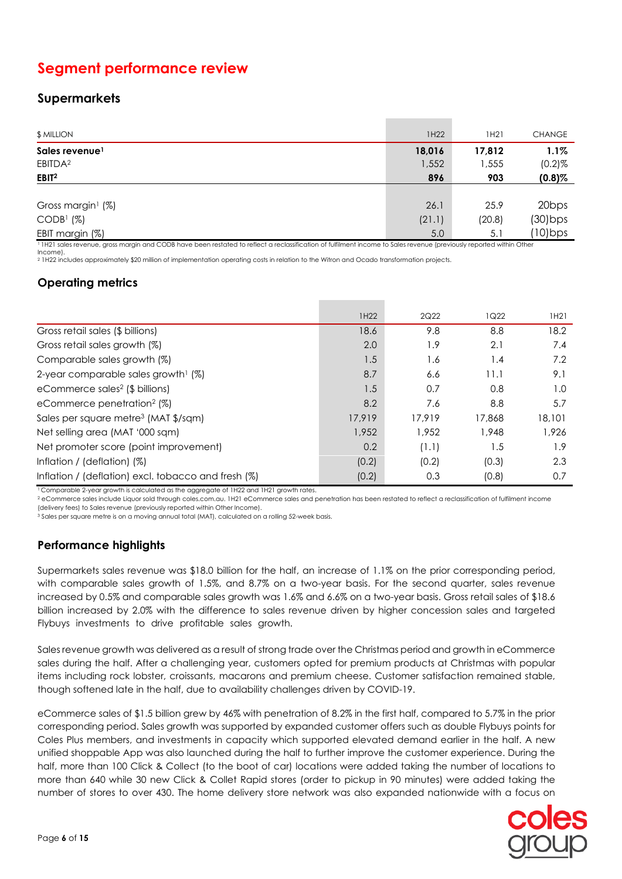# Segment performance review

## Supermarkets

| $ MILLION | 1H22 | 1H21 | CHANGE |
|---|---|---|---|
| **Sales revenue[1]** | **18,016** | **17,812** | **1.1%** |
| EBITDA[2] | 1,552 | 1,555 | (0.2)% |
| **EBIT[2]** | **896** | **903** | **(0.8)%** |
| | | | |
| Gross margin[1] (%) | 26.1 | 25.9 | 20bps |
| CODB[1] (%) | (21.1) | (20.8) | (30)bps |
| EBIT margin (%) | 5.0 | 5.1 | (10)bps |

[1] 1H21 sales revenue, gross margin and CODB have been restated to reflect a reclassification of fulfilment income to Sales revenue (previously reported within Other Income).
[2] 1H22 includes approximately $20 million of implementation operating costs in relation to the Witron and Ocado transformation projects.

### Operating metrics

| | 1H22 | 2Q22 | 1Q22 | 1H21 |
|---|---|---|---|---|
| Gross retail sales ($ billions) | 18.6 | 9.8 | 8.8 | 18.2 |
| Gross retail sales growth (%) | 2.0 | 1.9 | 2.1 | 7.4 |
| Comparable sales growth (%) | 1.5 | 1.6 | 1.4 | 7.2 |
| 2-year comparable sales growth[1] (%) | 8.7 | 6.6 | 11.1 | 9.1 |
| eCommerce sales[2] ($ billions) | 1.5 | 0.7 | 0.8 | 1.0 |
| eCommerce penetration[2] (%) | 8.2 | 7.6 | 8.8 | 5.7 |
| Sales per square metre[3] (MAT $/sqm) | 17,919 | 17,919 | 17,868 | 18,101 |
| Net selling area (MAT '000 sqm) | 1,952 | 1,952 | 1,948 | 1,926 |
| Net promoter score (point improvement) | 0.2 | (1.1) | 1.5 | 1.9 |
| Inflation / (deflation) (%) | (0.2) | (0.2) | (0.3) | 2.3 |
| Inflation / (deflation) excl. tobacco and fresh (%) | (0.2) | 0.3 | (0.8) | 0.7 |

[1] Comparable 2-year growth is calculated as the aggregate of 1H22 and 1H21 growth rates.
[2] eCommerce sales include Liquor sold through coles.com.au. 1H21 eCommerce sales and penetration has been restated to reflect a reclassification of fulfilment income (delivery fees) to Sales revenue (previously reported within Other Income).
[3] Sales per square metre is on a moving annual total (MAT), calculated on a rolling 52-week basis.

### Performance highlights

Supermarkets sales revenue was $18.0 billion for the half, an increase of 1.1% on the prior corresponding period, with comparable sales growth of 1.5%, and 8.7% on a two-year basis. For the second quarter, sales revenue increased by 0.5% and comparable sales growth was 1.6% and 6.6% on a two-year basis. Gross retail sales of $18.6 billion increased by 2.0% with the difference to sales revenue driven by higher concession sales and targeted Flybuys investments to drive profitable sales growth.

Sales revenue growth was delivered as a result of strong trade over the Christmas period and growth in eCommerce sales during the half. After a challenging year, customers opted for premium products at Christmas with popular items including rock lobster, croissants, macarons and premium cheese. Customer satisfaction remained stable, though softened late in the half, due to availability challenges driven by COVID-19.

eCommerce sales of $1.5 billion grew by 46% with penetration of 8.2% in the first half, compared to 5.7% in the prior corresponding period. Sales growth was supported by expanded customer offers such as double Flybuys points for Coles Plus members, and investments in capacity which supported elevated demand earlier in the half. A new unified shoppable App was also launched during the half to further improve the customer experience. During the half, more than 100 Click & Collect (to the boot of car) locations were added taking the number of locations to more than 640 while 30 new Click & Collet Rapid stores (order to pickup in 90 minutes) were added taking the number of stores to over 430. The home delivery store network was also expanded nationwide with a focus on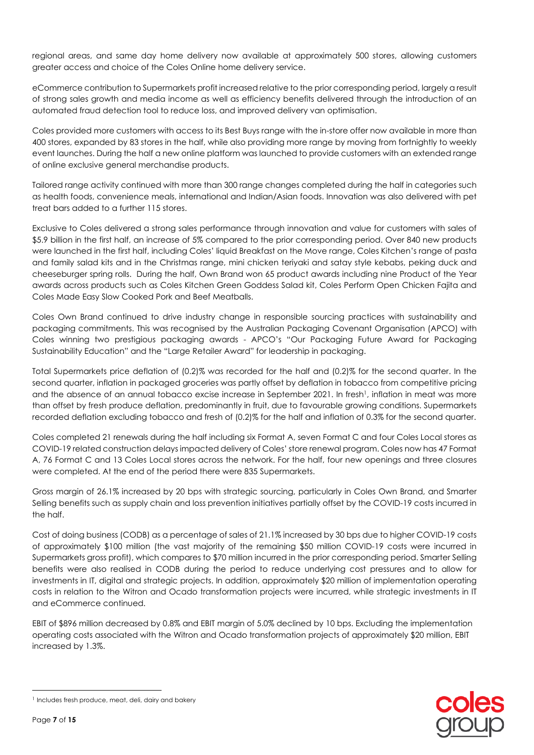regional areas, and same day home delivery now available at approximately 500 stores, allowing customers greater access and choice of the Coles Online home delivery service.

eCommerce contribution to Supermarkets profit increased relative to the prior corresponding period, largely a result of strong sales growth and media income as well as efficiency benefits delivered through the introduction of an automated fraud detection tool to reduce loss, and improved delivery van optimisation.

Coles provided more customers with access to its Best Buys range with the in-store offer now available in more than 400 stores, expanded by 83 stores in the half, while also providing more range by moving from fortnightly to weekly event launches. During the half a new online platform was launched to provide customers with an extended range of online exclusive general merchandise products.

Tailored range activity continued with more than 300 range changes completed during the half in categories such as health foods, convenience meals, international and Indian/Asian foods. Innovation was also delivered with pet treat bars added to a further 115 stores.

Exclusive to Coles delivered a strong sales performance through innovation and value for customers with sales of $5.9 billion in the first half, an increase of 5% compared to the prior corresponding period. Over 840 new products were launched in the first half, including Coles' liquid Breakfast on the Move range, Coles Kitchen's range of pasta and family salad kits and in the Christmas range, mini chicken teriyaki and satay style kebabs, peking duck and cheeseburger spring rolls. During the half, Own Brand won 65 product awards including nine Product of the Year awards across products such as Coles Kitchen Green Goddess Salad kit, Coles Perform Open Chicken Fajita and Coles Made Easy Slow Cooked Pork and Beef Meatballs.

Coles Own Brand continued to drive industry change in responsible sourcing practices with sustainability and packaging commitments. This was recognised by the Australian Packaging Covenant Organisation (APCO) with Coles winning two prestigious packaging awards - APCO's "Our Packaging Future Award for Packaging Sustainability Education" and the "Large Retailer Award" for leadership in packaging.

Total Supermarkets price deflation of (0.2)% was recorded for the half and (0.2)% for the second quarter. In the second quarter, inflation in packaged groceries was partly offset by deflation in tobacco from competitive pricing and the absence of an annual tobacco excise increase in September 2021. In fresh[1], inflation in meat was more than offset by fresh produce deflation, predominantly in fruit, due to favourable growing conditions. Supermarkets recorded deflation excluding tobacco and fresh of (0.2)% for the half and inflation of 0.3% for the second quarter.

Coles completed 21 renewals during the half including six Format A, seven Format C and four Coles Local stores as COVID-19 related construction delays impacted delivery of Coles' store renewal program. Coles now has 47 Format A, 76 Format C and 13 Coles Local stores across the network. For the half, four new openings and three closures were completed. At the end of the period there were 835 Supermarkets.

Gross margin of 26.1% increased by 20 bps with strategic sourcing, particularly in Coles Own Brand, and Smarter Selling benefits such as supply chain and loss prevention initiatives partially offset by the COVID-19 costs incurred in the half.

Cost of doing business (CODB) as a percentage of sales of 21.1% increased by 30 bps due to higher COVID-19 costs of approximately $100 million (the vast majority of the remaining $50 million COVID-19 costs were incurred in Supermarkets gross profit), which compares to $70 million incurred in the prior corresponding period. Smarter Selling benefits were also realised in CODB during the period to reduce underlying cost pressures and to allow for investments in IT, digital and strategic projects. In addition, approximately $20 million of implementation operating costs in relation to the Witron and Ocado transformation projects were incurred, while strategic investments in IT and eCommerce continued.

EBIT of $896 million decreased by 0.8% and EBIT margin of 5.0% declined by 10 bps. Excluding the implementation operating costs associated with the Witron and Ocado transformation projects of approximately $20 million, EBIT increased by 1.3%.

[1] Includes fresh produce, meat, deli, dairy and bakery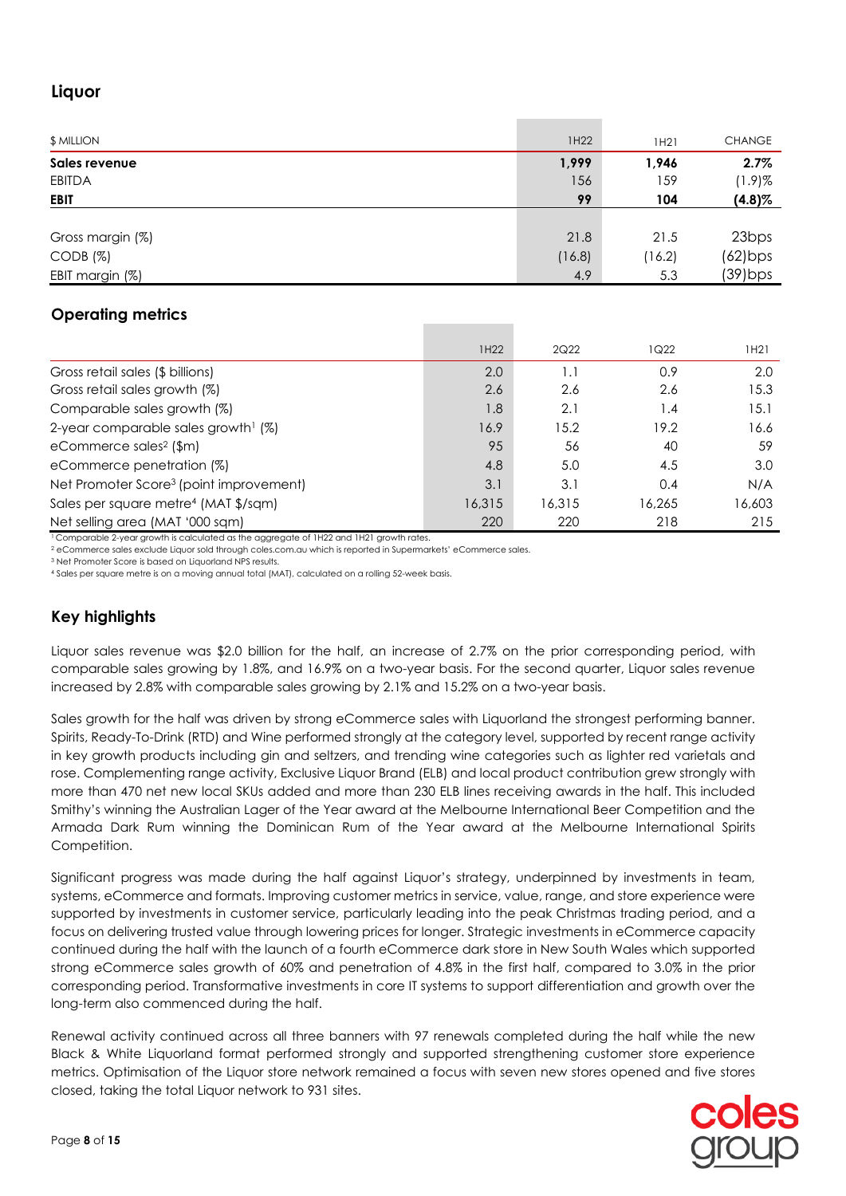## Liquor

| $ MILLION | 1H22 | 1H21 | CHANGE |
|---|---|---|---|
| **Sales revenue** | **1,999** | **1,946** | **2.7%** |
| EBITDA | 156 | 159 | (1.9)% |
| **EBIT** | **99** | **104** | **(4.8)%** |
| | | | |
| Gross margin (%) | 21.8 | 21.5 | 23bps |
| CODB (%) | (16.8) | (16.2) | (62)bps |
| EBIT margin (%) | 4.9 | 5.3 | (39)bps |

## Operating metrics

| | 1H22 | 2Q22 | 1Q22 | 1H21 |
|---|---|---|---|---|
| Gross retail sales ($ billions) | 2.0 | 1.1 | 0.9 | 2.0 |
| Gross retail sales growth (%) | 2.6 | 2.6 | 2.6 | 15.3 |
| Comparable sales growth (%) | 1.8 | 2.1 | 1.4 | 15.1 |
| 2-year comparable sales growth[1] (%) | 16.9 | 15.2 | 19.2 | 16.6 |
| eCommerce sales[2] ($m) | 95 | 56 | 40 | 59 |
| eCommerce penetration (%) | 4.8 | 5.0 | 4.5 | 3.0 |
| Net Promoter Score[3] (point improvement) | 3.1 | 3.1 | 0.4 | N/A |
| Sales per square metre[4] (MAT $/sqm) | 16,315 | 16,315 | 16,265 | 16,603 |
| Net selling area (MAT '000 sqm) | 220 | 220 | 218 | 215 |

[1] Comparable 2-year growth is calculated as the aggregate of 1H22 and 1H21 growth rates.
[2] eCommerce sales exclude Liquor sold through coles.com.au which is reported in Supermarkets' eCommerce sales.
[3] Net Promoter Score is based on Liquorland NPS results.
[4] Sales per square metre is on a moving annual total (MAT), calculated on a rolling 52-week basis.

## Key highlights

Liquor sales revenue was $2.0 billion for the half, an increase of 2.7% on the prior corresponding period, with comparable sales growing by 1.8%, and 16.9% on a two-year basis. For the second quarter, Liquor sales revenue increased by 2.8% with comparable sales growing by 2.1% and 15.2% on a two-year basis.

Sales growth for the half was driven by strong eCommerce sales with Liquorland the strongest performing banner. Spirits, Ready-To-Drink (RTD) and Wine performed strongly at the category level, supported by recent range activity in key growth products including gin and seltzers, and trending wine categories such as lighter red varietals and rose. Complementing range activity, Exclusive Liquor Brand (ELB) and local product contribution grew strongly with more than 470 net new local SKUs added and more than 230 ELB lines receiving awards in the half. This included Smithy's winning the Australian Lager of the Year award at the Melbourne International Beer Competition and the Armada Dark Rum winning the Dominican Rum of the Year award at the Melbourne International Spirits Competition.

Significant progress was made during the half against Liquor's strategy, underpinned by investments in team, systems, eCommerce and formats. Improving customer metrics in service, value, range, and store experience were supported by investments in customer service, particularly leading into the peak Christmas trading period, and a focus on delivering trusted value through lowering prices for longer. Strategic investments in eCommerce capacity continued during the half with the launch of a fourth eCommerce dark store in New South Wales which supported strong eCommerce sales growth of 60% and penetration of 4.8% in the first half, compared to 3.0% in the prior corresponding period. Transformative investments in core IT systems to support differentiation and growth over the long-term also commenced during the half.

Renewal activity continued across all three banners with 97 renewals completed during the half while the new Black & White Liquorland format performed strongly and supported strengthening customer store experience metrics. Optimisation of the Liquor store network remained a focus with seven new stores opened and five stores closed, taking the total Liquor network to 931 sites.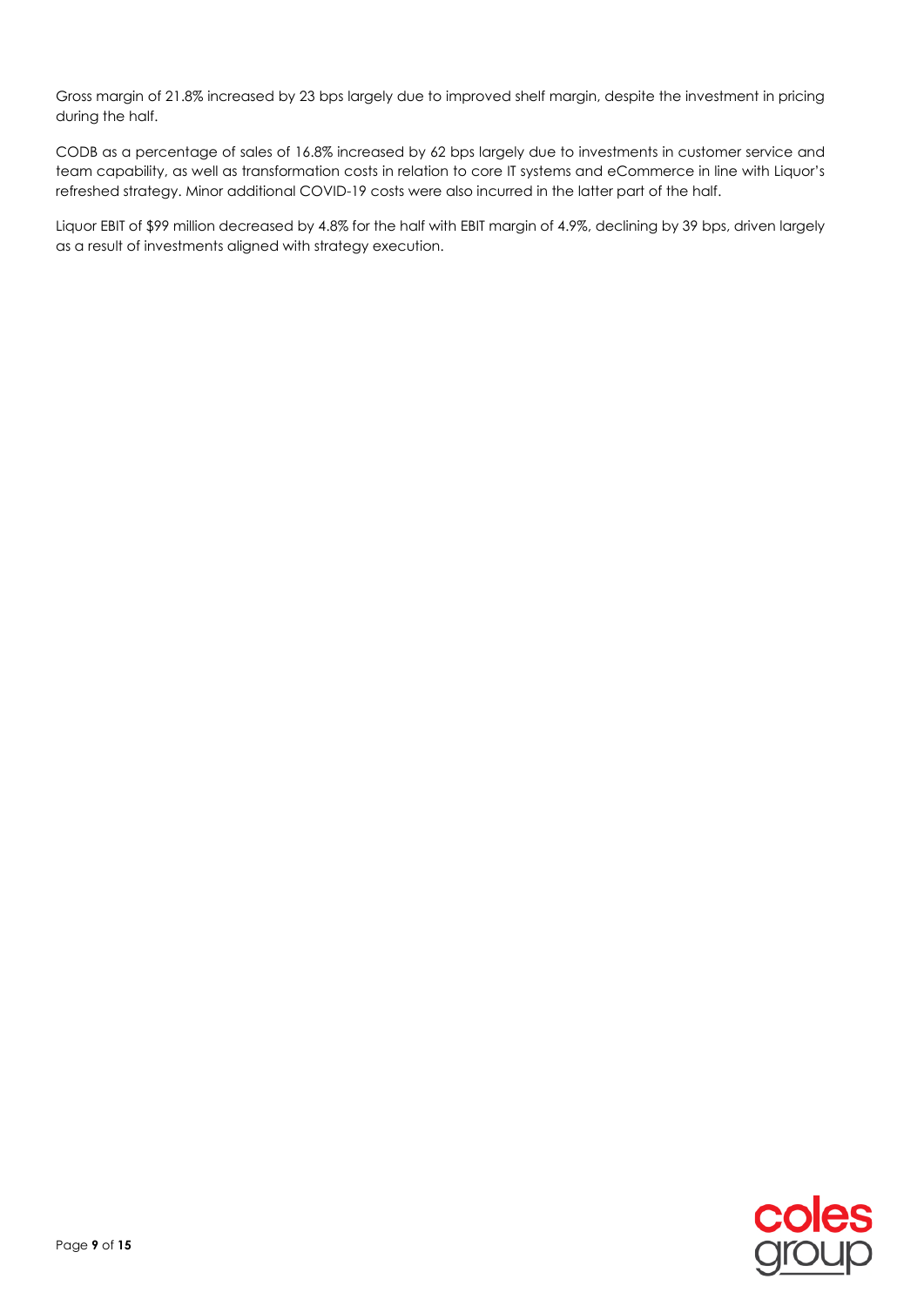Gross margin of 21.8% increased by 23 bps largely due to improved shelf margin, despite the investment in pricing during the half.

CODB as a percentage of sales of 16.8% increased by 62 bps largely due to investments in customer service and team capability, as well as transformation costs in relation to core IT systems and eCommerce in line with Liquor's refreshed strategy. Minor additional COVID-19 costs were also incurred in the latter part of the half.

Liquor EBIT of $99 million decreased by 4.8% for the half with EBIT margin of 4.9%, declining by 39 bps, driven largely as a result of investments aligned with strategy execution.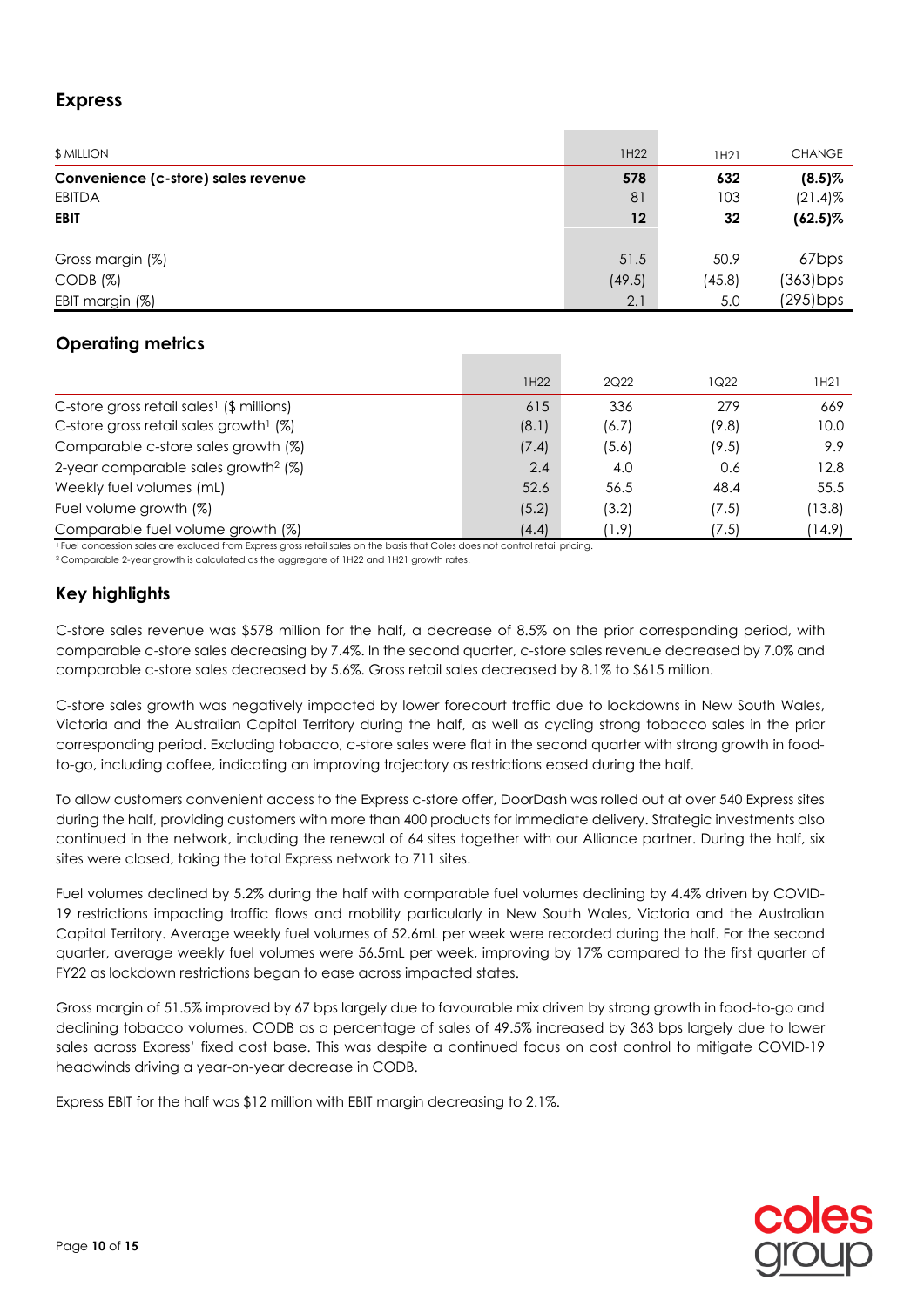## Express

| $ MILLION | 1H22 | 1H21 | CHANGE |
|---|---|---|---|
| **Convenience (c-store) sales revenue** | **578** | **632** | **(8.5)%** |
| EBITDA | 81 | 103 | (21.4)% |
| **EBIT** | **12** | **32** | **(62.5)%** |
| | | | |
| Gross margin (%) | 51.5 | 50.9 | 67bps |
| CODB (%) | (49.5) | (45.8) | (363)bps |
| EBIT margin (%) | 2.1 | 5.0 | (295)bps |

## Operating metrics

| | 1H22 | 2Q22 | 1Q22 | 1H21 |
|---|---|---|---|---|
| C-store gross retail sales[1] ($ millions) | 615 | 336 | 279 | 669 |
| C-store gross retail sales growth[1] (%) | (8.1) | (6.7) | (9.8) | 10.0 |
| Comparable c-store sales growth (%) | (7.4) | (5.6) | (9.5) | 9.9 |
| 2-year comparable sales growth[2] (%) | 2.4 | 4.0 | 0.6 | 12.8 |
| Weekly fuel volumes (mL) | 52.6 | 56.5 | 48.4 | 55.5 |
| Fuel volume growth (%) | (5.2) | (3.2) | (7.5) | (13.8) |
| Comparable fuel volume growth (%) | (4.4) | (1.9) | (7.5) | (14.9) |

[1] Fuel concession sales are excluded from Express gross retail sales on the basis that Coles does not control retail pricing.

[2] Comparable 2-year growth is calculated as the aggregate of 1H22 and 1H21 growth rates.

## Key highlights

C-store sales revenue was $578 million for the half, a decrease of 8.5% on the prior corresponding period, with comparable c-store sales decreasing by 7.4%. In the second quarter, c-store sales revenue decreased by 7.0% and comparable c-store sales decreased by 5.6%. Gross retail sales decreased by 8.1% to $615 million.

C-store sales growth was negatively impacted by lower forecourt traffic due to lockdowns in New South Wales, Victoria and the Australian Capital Territory during the half, as well as cycling strong tobacco sales in the prior corresponding period. Excluding tobacco, c-store sales were flat in the second quarter with strong growth in food-to-go, including coffee, indicating an improving trajectory as restrictions eased during the half.

To allow customers convenient access to the Express c-store offer, DoorDash was rolled out at over 540 Express sites during the half, providing customers with more than 400 products for immediate delivery. Strategic investments also continued in the network, including the renewal of 64 sites together with our Alliance partner. During the half, six sites were closed, taking the total Express network to 711 sites.

Fuel volumes declined by 5.2% during the half with comparable fuel volumes declining by 4.4% driven by COVID-19 restrictions impacting traffic flows and mobility particularly in New South Wales, Victoria and the Australian Capital Territory. Average weekly fuel volumes of 52.6mL per week were recorded during the half. For the second quarter, average weekly fuel volumes were 56.5mL per week, improving by 17% compared to the first quarter of FY22 as lockdown restrictions began to ease across impacted states.

Gross margin of 51.5% improved by 67 bps largely due to favourable mix driven by strong growth in food-to-go and declining tobacco volumes. CODB as a percentage of sales of 49.5% increased by 363 bps largely due to lower sales across Express' fixed cost base. This was despite a continued focus on cost control to mitigate COVID-19 headwinds driving a year-on-year decrease in CODB.

Express EBIT for the half was $12 million with EBIT margin decreasing to 2.1%.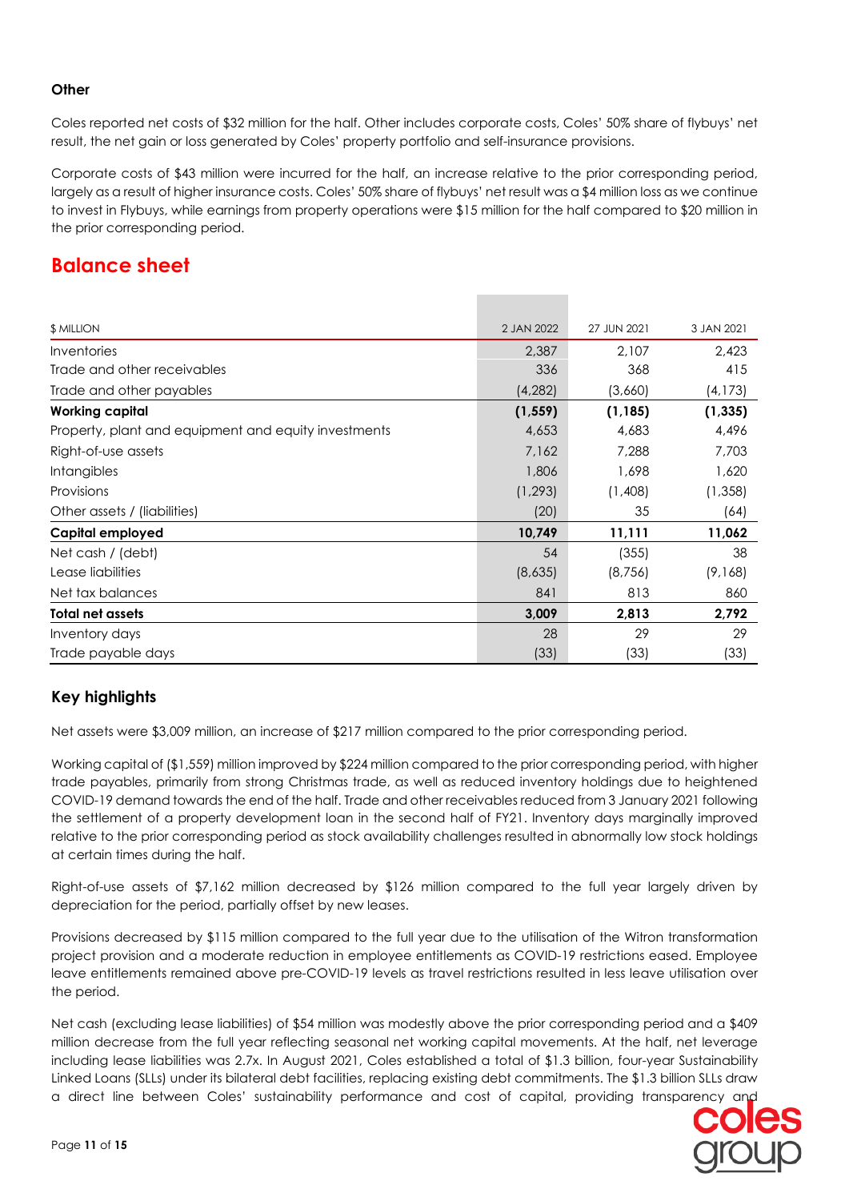### Other

Coles reported net costs of $32 million for the half. Other includes corporate costs, Coles' 50% share of flybuys' net result, the net gain or loss generated by Coles' property portfolio and self-insurance provisions.

Corporate costs of $43 million were incurred for the half, an increase relative to the prior corresponding period, largely as a result of higher insurance costs. Coles' 50% share of flybuys' net result was a $4 million loss as we continue to invest in Flybuys, while earnings from property operations were $15 million for the half compared to $20 million in the prior corresponding period.

## Balance sheet

| $ MILLION | 2 JAN 2022 | 27 JUN 2021 | 3 JAN 2021 |
|---|---|---|---|
| Inventories | 2,387 | 2,107 | 2,423 |
| Trade and other receivables | 336 | 368 | 415 |
| Trade and other payables | (4,282) | (3,660) | (4,173) |
| **Working capital** | **(1,559)** | **(1,185)** | **(1,335)** |
| Property, plant and equipment and equity investments | 4,653 | 4,683 | 4,496 |
| Right-of-use assets | 7,162 | 7,288 | 7,703 |
| Intangibles | 1,806 | 1,698 | 1,620 |
| Provisions | (1,293) | (1,408) | (1,358) |
| Other assets / (liabilities) | (20) | 35 | (64) |
| **Capital employed** | **10,749** | **11,111** | **11,062** |
| Net cash / (debt) | 54 | (355) | 38 |
| Lease liabilities | (8,635) | (8,756) | (9,168) |
| Net tax balances | 841 | 813 | 860 |
| **Total net assets** | **3,009** | **2,813** | **2,792** |
| Inventory days | 28 | 29 | 29 |
| Trade payable days | (33) | (33) | (33) |

### Key highlights

Net assets were $3,009 million, an increase of $217 million compared to the prior corresponding period.

Working capital of ($1,559) million improved by $224 million compared to the prior corresponding period, with higher trade payables, primarily from strong Christmas trade, as well as reduced inventory holdings due to heightened COVID-19 demand towards the end of the half. Trade and other receivables reduced from 3 January 2021 following the settlement of a property development loan in the second half of FY21. Inventory days marginally improved relative to the prior corresponding period as stock availability challenges resulted in abnormally low stock holdings at certain times during the half.

Right-of-use assets of $7,162 million decreased by $126 million compared to the full year largely driven by depreciation for the period, partially offset by new leases.

Provisions decreased by $115 million compared to the full year due to the utilisation of the Witron transformation project provision and a moderate reduction in employee entitlements as COVID-19 restrictions eased. Employee leave entitlements remained above pre-COVID-19 levels as travel restrictions resulted in less leave utilisation over the period.

Net cash (excluding lease liabilities) of $54 million was modestly above the prior corresponding period and a $409 million decrease from the full year reflecting seasonal net working capital movements. At the half, net leverage including lease liabilities was 2.7x. In August 2021, Coles established a total of $1.3 billion, four-year Sustainability Linked Loans (SLLs) under its bilateral debt facilities, replacing existing debt commitments. The $1.3 billion SLLs draw a direct line between Coles' sustainability performance and cost of capital, providing transparency and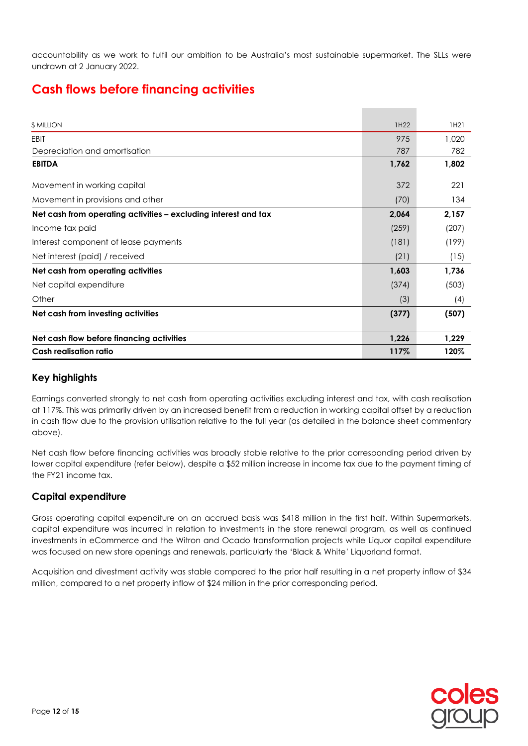accountability as we work to fulfil our ambition to be Australia's most sustainable supermarket. The SLLs were undrawn at 2 January 2022.

## Cash flows before financing activities

| $ MILLION | 1H22 | 1H21 |
|---|---|---|
| EBIT | 975 | 1,020 |
| Depreciation and amortisation | 787 | 782 |
| **EBITDA** | **1,762** | **1,802** |
| Movement in working capital | 372 | 221 |
| Movement in provisions and other | (70) | 134 |
| **Net cash from operating activities – excluding interest and tax** | **2,064** | **2,157** |
| Income tax paid | (259) | (207) |
| Interest component of lease payments | (181) | (199) |
| Net interest (paid) / received | (21) | (15) |
| **Net cash from operating activities** | **1,603** | **1,736** |
| Net capital expenditure | (374) | (503) |
| Other | (3) | (4) |
| **Net cash from investing activities** | **(377)** | **(507)** |
| **Net cash flow before financing activities** | **1,226** | **1,229** |
| **Cash realisation ratio** | **117%** | **120%** |

### Key highlights

Earnings converted strongly to net cash from operating activities excluding interest and tax, with cash realisation at 117%. This was primarily driven by an increased benefit from a reduction in working capital offset by a reduction in cash flow due to the provision utilisation relative to the full year (as detailed in the balance sheet commentary above).

Net cash flow before financing activities was broadly stable relative to the prior corresponding period driven by lower capital expenditure (refer below), despite a $52 million increase in income tax due to the payment timing of the FY21 income tax.

### Capital expenditure

Gross operating capital expenditure on an accrued basis was $418 million in the first half. Within Supermarkets, capital expenditure was incurred in relation to investments in the store renewal program, as well as continued investments in eCommerce and the Witron and Ocado transformation projects while Liquor capital expenditure was focused on new store openings and renewals, particularly the 'Black & White' Liquorland format.

Acquisition and divestment activity was stable compared to the prior half resulting in a net property inflow of $34 million, compared to a net property inflow of $24 million in the prior corresponding period.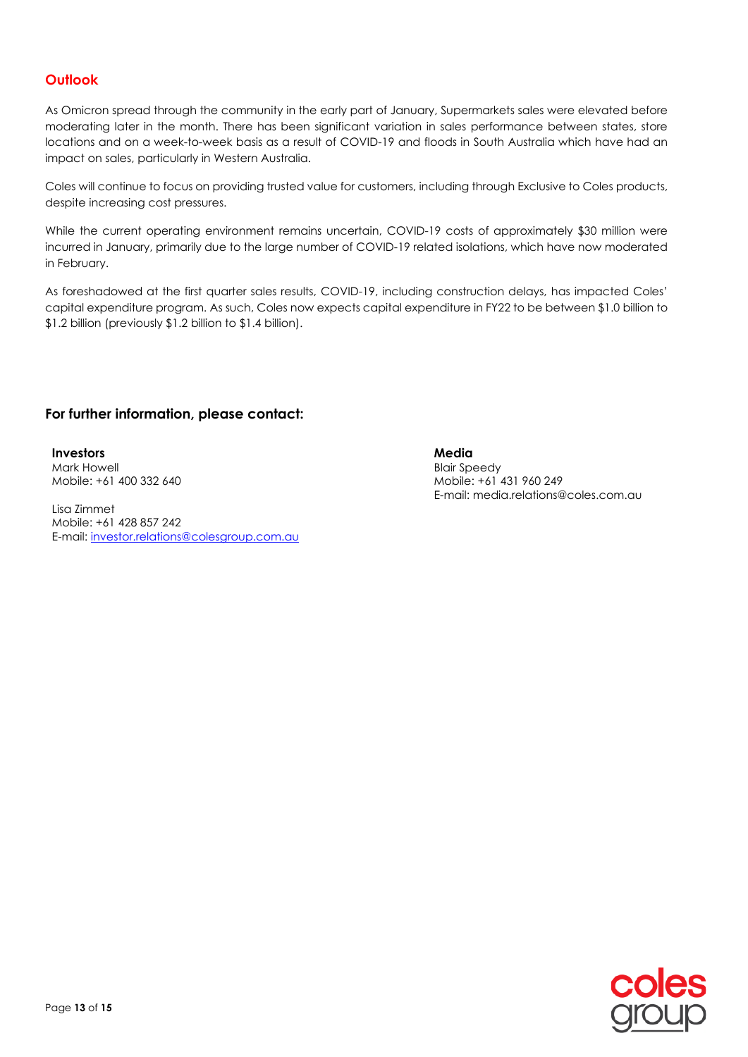## Outlook

As Omicron spread through the community in the early part of January, Supermarkets sales were elevated before moderating later in the month. There has been significant variation in sales performance between states, store locations and on a week-to-week basis as a result of COVID-19 and floods in South Australia which have had an impact on sales, particularly in Western Australia.

Coles will continue to focus on providing trusted value for customers, including through Exclusive to Coles products, despite increasing cost pressures.

While the current operating environment remains uncertain, COVID-19 costs of approximately $30 million were incurred in January, primarily due to the large number of COVID-19 related isolations, which have now moderated in February.

As foreshadowed at the first quarter sales results, COVID-19, including construction delays, has impacted Coles' capital expenditure program. As such, Coles now expects capital expenditure in FY22 to be between $1.0 billion to $1.2 billion (previously $1.2 billion to $1.4 billion).

### For further information, please contact:

**Investors**
Mark Howell
Mobile: +61 400 332 640

Lisa Zimmet
Mobile: +61 428 857 242
E-mail: investor.relations@colesgroup.com.au

**Media**
Blair Speedy
Mobile: +61 431 960 249
E-mail: media.relations@coles.com.au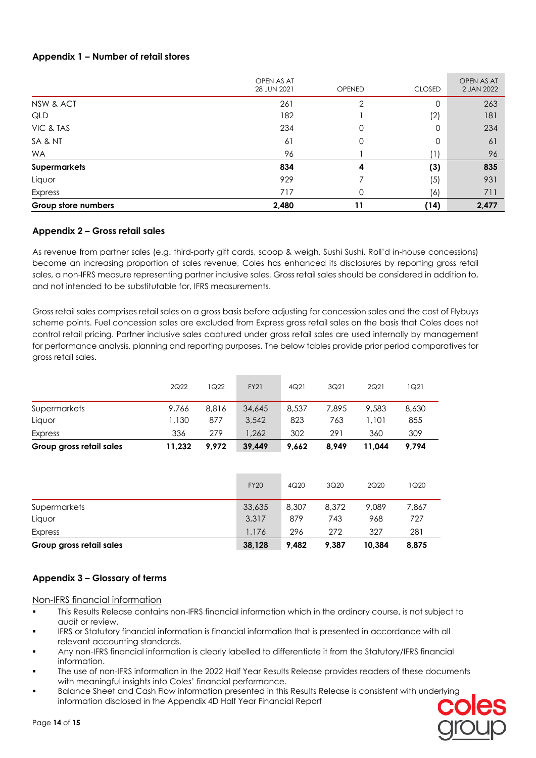## Appendix 1 – Number of retail stores

| | OPEN AS AT 28 JUN 2021 | OPENED | CLOSED | OPEN AS AT 2 JAN 2022 |
|---|---|---|---|---|
| NSW & ACT | 261 | 2 | 0 | 263 |
| QLD | 182 | 1 | (2) | 181 |
| VIC & TAS | 234 | 0 | 0 | 234 |
| SA & NT | 61 | 0 | 0 | 61 |
| WA | 96 | 1 | (1) | 96 |
| **Supermarkets** | **834** | **4** | **(3)** | **835** |
| Liquor | 929 | 7 | (5) | 931 |
| Express | 717 | 0 | (6) | 711 |
| **Group store numbers** | **2,480** | **11** | **(14)** | **2,477** |

## Appendix 2 – Gross retail sales

As revenue from partner sales (e.g. third-party gift cards, scoop & weigh, Sushi Sushi, Roll'd in-house concessions) become an increasing proportion of sales revenue, Coles has enhanced its disclosures by reporting gross retail sales, a non-IFRS measure representing partner inclusive sales. Gross retail sales should be considered in addition to, and not intended to be substitutable for, IFRS measurements.

Gross retail sales comprises retail sales on a gross basis before adjusting for concession sales and the cost of Flybuys scheme points. Fuel concession sales are excluded from Express gross retail sales on the basis that Coles does not control retail pricing. Partner inclusive sales captured under gross retail sales are used internally by management for performance analysis, planning and reporting purposes. The below tables provide prior period comparatives for gross retail sales.

| | 2Q22 | 1Q22 | FY21 | 4Q21 | 3Q21 | 2Q21 | 1Q21 |
|---|---|---|---|---|---|---|---|
| Supermarkets | 9,766 | 8,816 | 34,645 | 8,537 | 7,895 | 9,583 | 8,630 |
| Liquor | 1,130 | 877 | 3,542 | 823 | 763 | 1,101 | 855 |
| Express | 336 | 279 | 1,262 | 302 | 291 | 360 | 309 |
| **Group gross retail sales** | **11,232** | **9,972** | **39,449** | **9,662** | **8,949** | **11,044** | **9,794** |

| | FY20 | 4Q20 | 3Q20 | 2Q20 | 1Q20 |
|---|---|---|---|---|---|
| Supermarkets | 33,635 | 8,307 | 8,372 | 9,089 | 7,867 |
| Liquor | 3,317 | 879 | 743 | 968 | 727 |
| Express | 1,176 | 296 | 272 | 327 | 281 |
| **Group gross retail sales** | **38,128** | **9,482** | **9,387** | **10,384** | **8,875** |

## Appendix 3 – Glossary of terms

Non-IFRS financial information

- This Results Release contains non-IFRS financial information which in the ordinary course, is not subject to audit or review.
- IFRS or Statutory financial information is financial information that is presented in accordance with all relevant accounting standards.
- Any non-IFRS financial information is clearly labelled to differentiate it from the Statutory/IFRS financial information.
- The use of non-IFRS information in the 2022 Half Year Results Release provides readers of these documents with meaningful insights into Coles' financial performance.
- Balance Sheet and Cash Flow information presented in this Results Release is consistent with underlying information disclosed in the Appendix 4D Half Year Financial Report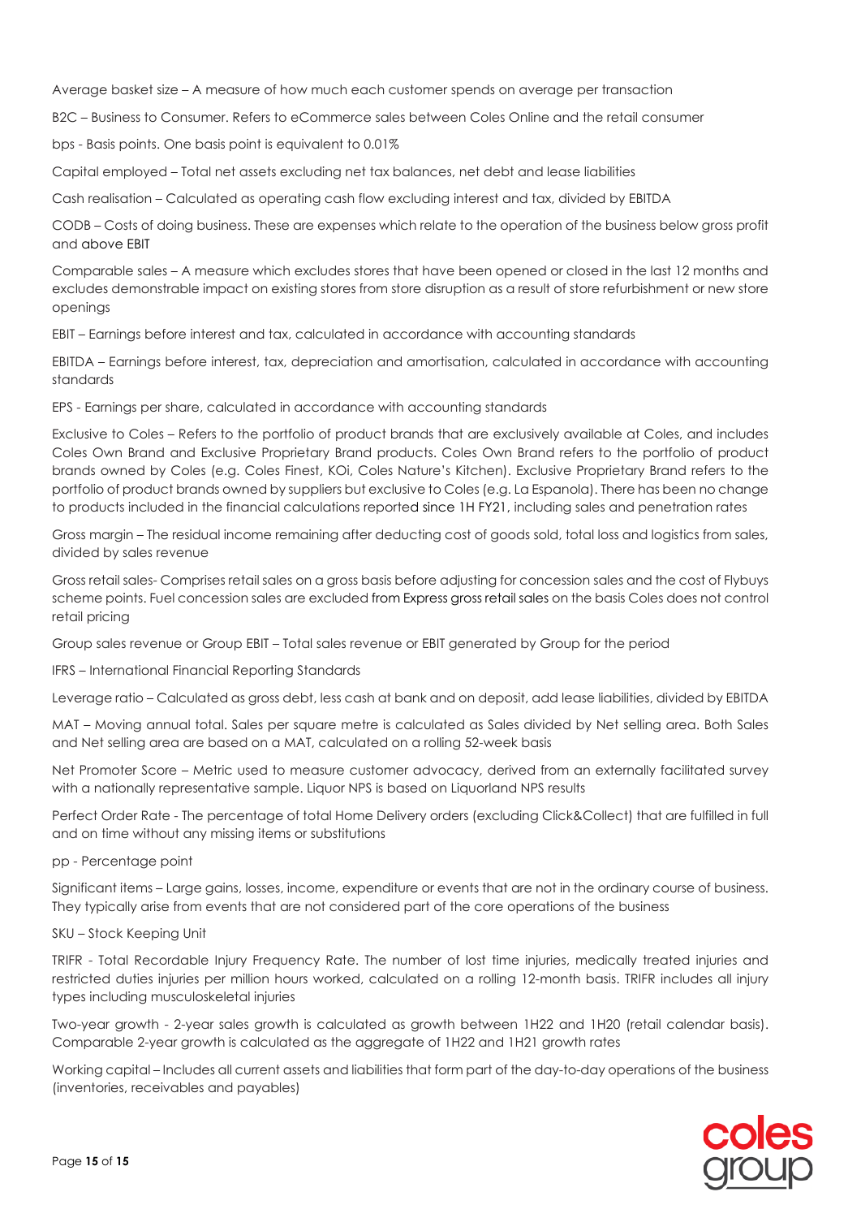Average basket size – A measure of how much each customer spends on average per transaction

B2C – Business to Consumer. Refers to eCommerce sales between Coles Online and the retail consumer

bps - Basis points. One basis point is equivalent to 0.01%

Capital employed – Total net assets excluding net tax balances, net debt and lease liabilities

Cash realisation – Calculated as operating cash flow excluding interest and tax, divided by EBITDA

CODB – Costs of doing business. These are expenses which relate to the operation of the business below gross profit and above EBIT

Comparable sales – A measure which excludes stores that have been opened or closed in the last 12 months and excludes demonstrable impact on existing stores from store disruption as a result of store refurbishment or new store openings

EBIT – Earnings before interest and tax, calculated in accordance with accounting standards

EBITDA – Earnings before interest, tax, depreciation and amortisation, calculated in accordance with accounting standards

EPS - Earnings per share, calculated in accordance with accounting standards

Exclusive to Coles – Refers to the portfolio of product brands that are exclusively available at Coles, and includes Coles Own Brand and Exclusive Proprietary Brand products. Coles Own Brand refers to the portfolio of product brands owned by Coles (e.g. Coles Finest, KOi, Coles Nature's Kitchen). Exclusive Proprietary Brand refers to the portfolio of product brands owned by suppliers but exclusive to Coles (e.g. La Espanola). There has been no change to products included in the financial calculations reported since 1H FY21, including sales and penetration rates

Gross margin – The residual income remaining after deducting cost of goods sold, total loss and logistics from sales, divided by sales revenue

Gross retail sales- Comprises retail sales on a gross basis before adjusting for concession sales and the cost of Flybuys scheme points. Fuel concession sales are excluded from Express gross retail sales on the basis Coles does not control retail pricing

Group sales revenue or Group EBIT – Total sales revenue or EBIT generated by Group for the period

IFRS – International Financial Reporting Standards

Leverage ratio – Calculated as gross debt, less cash at bank and on deposit, add lease liabilities, divided by EBITDA

MAT – Moving annual total. Sales per square metre is calculated as Sales divided by Net selling area. Both Sales and Net selling area are based on a MAT, calculated on a rolling 52-week basis

Net Promoter Score – Metric used to measure customer advocacy, derived from an externally facilitated survey with a nationally representative sample. Liquor NPS is based on Liquorland NPS results

Perfect Order Rate - The percentage of total Home Delivery orders (excluding Click&Collect) that are fulfilled in full and on time without any missing items or substitutions

pp - Percentage point

Significant items – Large gains, losses, income, expenditure or events that are not in the ordinary course of business. They typically arise from events that are not considered part of the core operations of the business

SKU – Stock Keeping Unit

TRIFR - Total Recordable Injury Frequency Rate. The number of lost time injuries, medically treated injuries and restricted duties injuries per million hours worked, calculated on a rolling 12-month basis. TRIFR includes all injury types including musculoskeletal injuries

Two-year growth - 2-year sales growth is calculated as growth between 1H22 and 1H20 (retail calendar basis). Comparable 2-year growth is calculated as the aggregate of 1H22 and 1H21 growth rates

Working capital – Includes all current assets and liabilities that form part of the day-to-day operations of the business (inventories, receivables and payables)